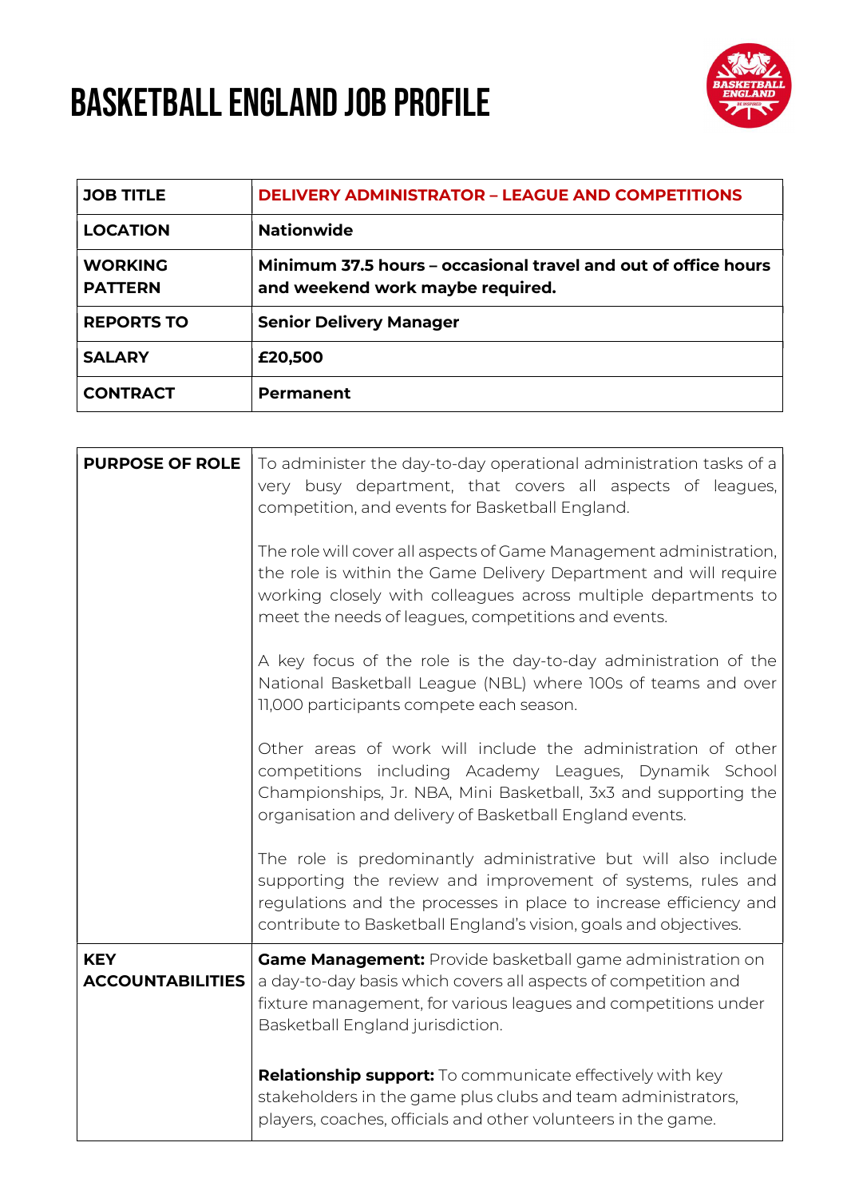# BASKETBALL ENGLAND JOB PROFILE

| JOB TITLE | DELIVERY ADMINISTRATOR – LEAGUE AND COMPETITIONS |
|---|---|
| LOCATION | Nationwide |
| WORKING PATTERN | Minimum 37.5 hours – occasional travel and out of office hours and weekend work maybe required. |
| REPORTS TO | Senior Delivery Manager |
| SALARY | £20,500 |
| CONTRACT | Permanent |

| | |
|---|---|
| **PURPOSE OF ROLE** | To administer the day-to-day operational administration tasks of a very busy department, that covers all aspects of leagues, competition, and events for Basketball England.<br><br>The role will cover all aspects of Game Management administration, the role is within the Game Delivery Department and will require working closely with colleagues across multiple departments to meet the needs of leagues, competitions and events.<br><br>A key focus of the role is the day-to-day administration of the National Basketball League (NBL) where 100s of teams and over 11,000 participants compete each season.<br><br>Other areas of work will include the administration of other competitions including Academy Leagues, Dynamik School Championships, Jr. NBA, Mini Basketball, 3x3 and supporting the organisation and delivery of Basketball England events.<br><br>The role is predominantly administrative but will also include supporting the review and improvement of systems, rules and regulations and the processes in place to increase efficiency and contribute to Basketball England's vision, goals and objectives. |
| **KEY ACCOUNTABILITIES** | **Game Management:** Provide basketball game administration on a day-to-day basis which covers all aspects of competition and fixture management, for various leagues and competitions under Basketball England jurisdiction.<br><br>**Relationship support:** To communicate effectively with key stakeholders in the game plus clubs and team administrators, players, coaches, officials and other volunteers in the game. |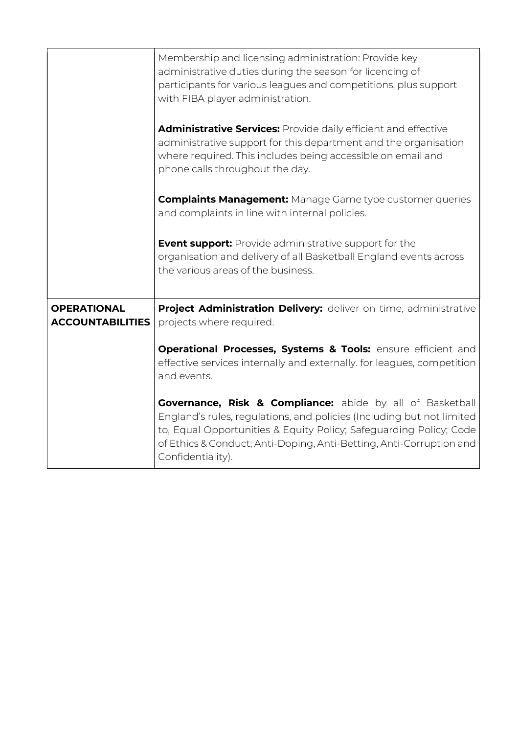| | |
|---|---|
| | Membership and licensing administration: Provide key administrative duties during the season for licencing of participants for various leagues and competitions, plus support with FIBA player administration.<br><br>**Administrative Services:** Provide daily efficient and effective administrative support for this department and the organisation where required. This includes being accessible on email and phone calls throughout the day.<br><br>**Complaints Management:** Manage Game type customer queries and complaints in line with internal policies.<br><br>**Event support:** Provide administrative support for the organisation and delivery of all Basketball England events across the various areas of the business. |
| **OPERATIONAL ACCOUNTABILITIES** | **Project Administration Delivery:** deliver on time, administrative projects where required.<br><br>**Operational Processes, Systems & Tools:** ensure efficient and effective services internally and externally. for leagues, competition and events.<br><br>**Governance, Risk & Compliance:** abide by all of Basketball England's rules, regulations, and policies (Including but not limited to, Equal Opportunities & Equity Policy; Safeguarding Policy; Code of Ethics & Conduct; Anti-Doping, Anti-Betting, Anti-Corruption and Confidentiality). |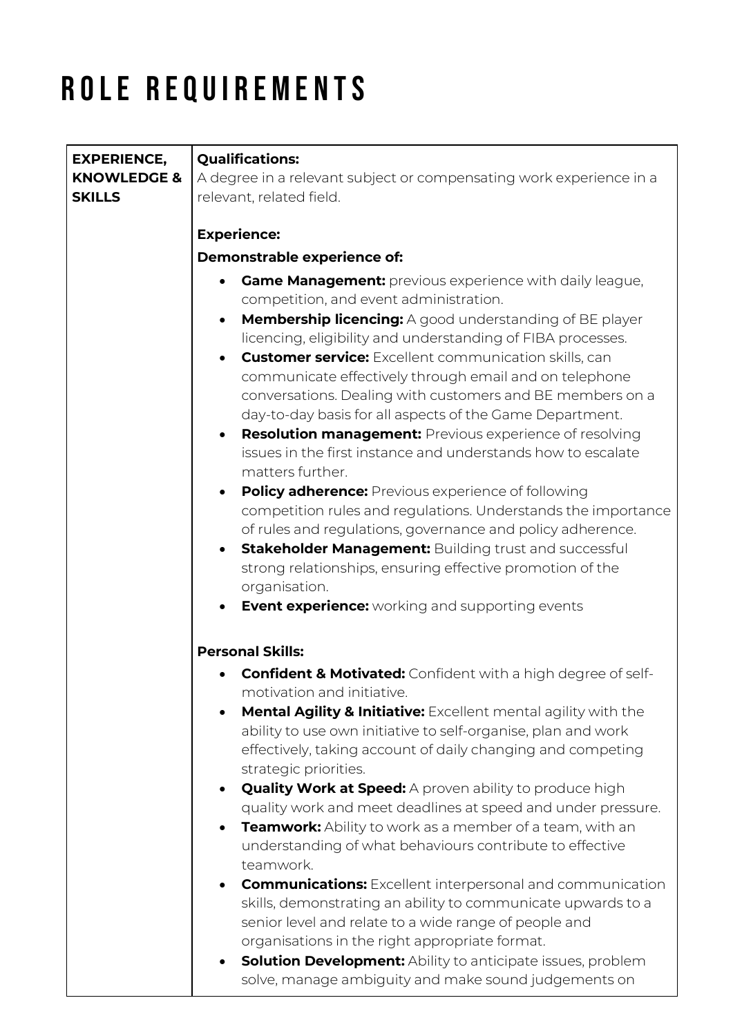# ROLE REQUIREMENTS

<table>
<tr>
<td><strong>EXPERIENCE, KNOWLEDGE &amp; SKILLS</strong></td>
<td>
<strong>Qualifications:</strong><br>
A degree in a relevant subject or compensating work experience in a relevant, related field.<br><br>
<strong>Experience:</strong><br>
<strong>Demonstrable experience of:</strong>
<ul>
<li><strong>Game Management:</strong> previous experience with daily league, competition, and event administration.</li>
<li><strong>Membership licencing:</strong> A good understanding of BE player licencing, eligibility and understanding of FIBA processes.</li>
<li><strong>Customer service:</strong> Excellent communication skills, can communicate effectively through email and on telephone conversations. Dealing with customers and BE members on a day-to-day basis for all aspects of the Game Department.</li>
<li><strong>Resolution management:</strong> Previous experience of resolving issues in the first instance and understands how to escalate matters further.</li>
<li><strong>Policy adherence:</strong> Previous experience of following competition rules and regulations. Understands the importance of rules and regulations, governance and policy adherence.</li>
<li><strong>Stakeholder Management:</strong> Building trust and successful strong relationships, ensuring effective promotion of the organisation.</li>
<li><strong>Event experience:</strong> working and supporting events</li>
</ul>
<strong>Personal Skills:</strong>
<ul>
<li><strong>Confident &amp; Motivated:</strong> Confident with a high degree of self-motivation and initiative.</li>
<li><strong>Mental Agility &amp; Initiative:</strong> Excellent mental agility with the ability to use own initiative to self-organise, plan and work effectively, taking account of daily changing and competing strategic priorities.</li>
<li><strong>Quality Work at Speed:</strong> A proven ability to produce high quality work and meet deadlines at speed and under pressure.</li>
<li><strong>Teamwork:</strong> Ability to work as a member of a team, with an understanding of what behaviours contribute to effective teamwork.</li>
<li><strong>Communications:</strong> Excellent interpersonal and communication skills, demonstrating an ability to communicate upwards to a senior level and relate to a wide range of people and organisations in the right appropriate format.</li>
<li><strong>Solution Development:</strong> Ability to anticipate issues, problem solve, manage ambiguity and make sound judgements on</li>
</ul>
</td>
</tr>
</table>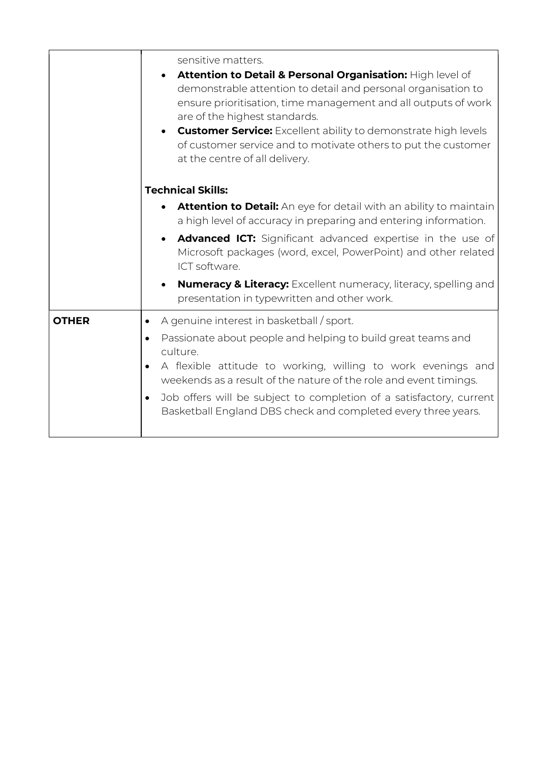| | |
|---|---|
| | sensitive matters.<br>• **Attention to Detail & Personal Organisation:** High level of demonstrable attention to detail and personal organisation to ensure prioritisation, time management and all outputs of work are of the highest standards.<br>• **Customer Service:** Excellent ability to demonstrate high levels of customer service and to motivate others to put the customer at the centre of all delivery.<br><br>**Technical Skills:**<br>• **Attention to Detail:** An eye for detail with an ability to maintain a high level of accuracy in preparing and entering information.<br>• **Advanced ICT:** Significant advanced expertise in the use of Microsoft packages (word, excel, PowerPoint) and other related ICT software.<br>• **Numeracy & Literacy:** Excellent numeracy, literacy, spelling and presentation in typewritten and other work. |
| **OTHER** | • A genuine interest in basketball / sport.<br>• Passionate about people and helping to build great teams and culture.<br>• A flexible attitude to working, willing to work evenings and weekends as a result of the nature of the role and event timings.<br>• Job offers will be subject to completion of a satisfactory, current Basketball England DBS check and completed every three years. |